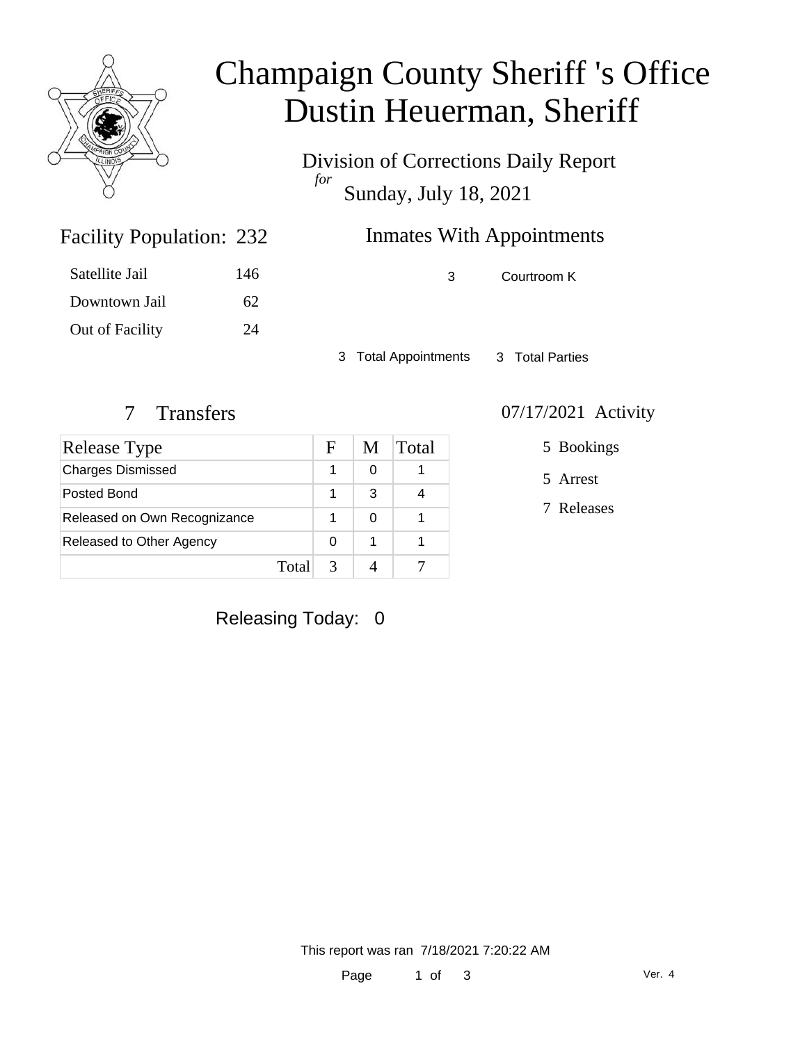# Champaign County Sheriff 's Office
# Dustin Heuerman, Sheriff

Division of Corrections Daily Report
*for*
Sunday, July 18, 2021

## Facility Population: 232

| | |
|---|---|
| Satellite Jail | 146 |
| Downtown Jail | 62 |
| Out of Facility | 24 |

## Inmates With Appointments

| | |
|---|---|
| 3 | Courtroom K |

3 Total Appointments    3 Total Parties

## 7 Transfers

| Release Type | F | M | Total |
|---|---|---|---|
| Charges Dismissed | 1 | 0 | 1 |
| Posted Bond | 1 | 3 | 4 |
| Released on Own Recognizance | 1 | 0 | 1 |
| Released to Other Agency | 0 | 1 | 1 |
| Total | 3 | 4 | 7 |

## 07/17/2021 Activity

- 5 Bookings
- 5 Arrest
- 7 Releases

Releasing Today: 0

This report was ran 7/18/2021 7:20:22 AM

Ver. 4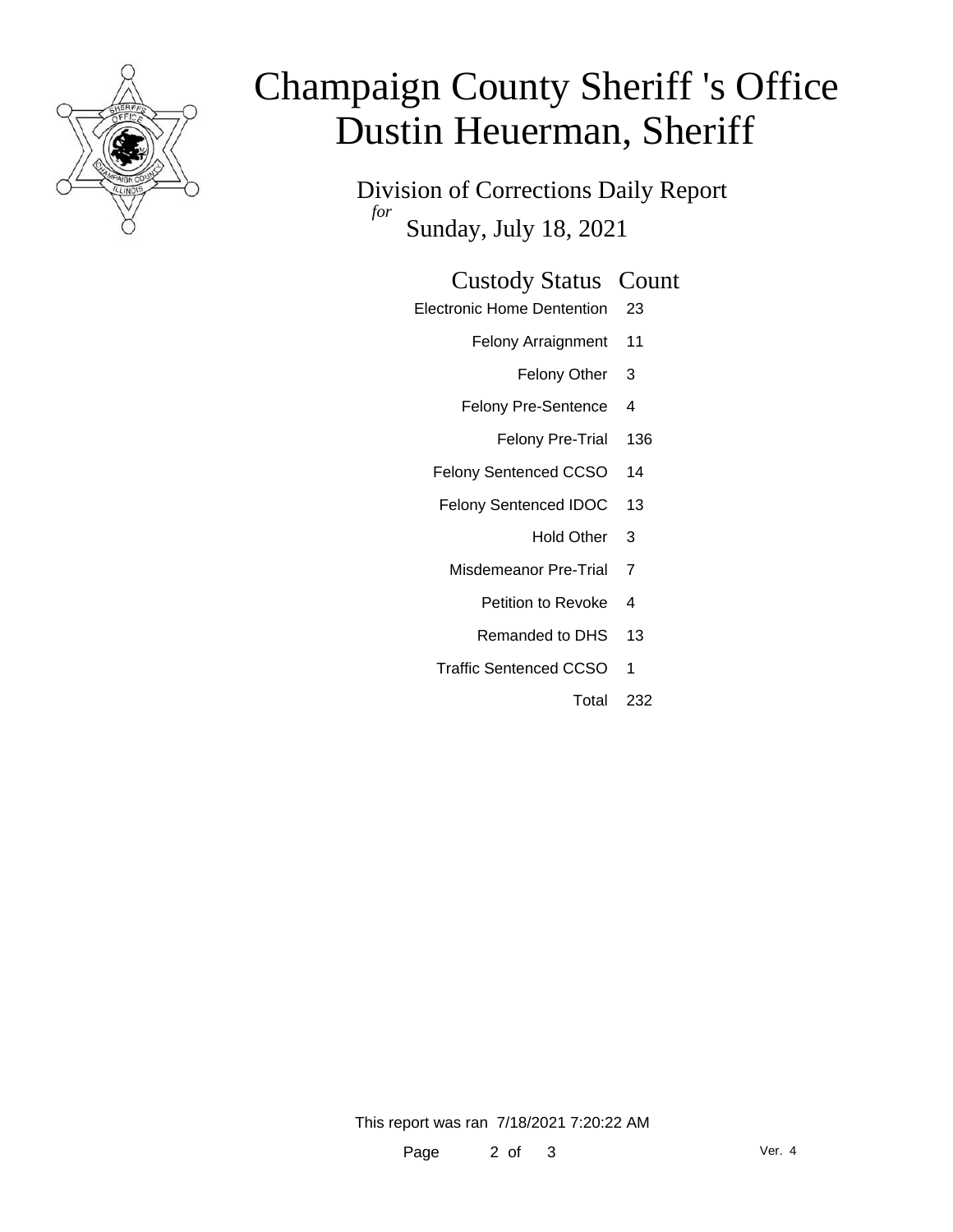# Champaign County Sheriff 's Office
# Dustin Heuerman, Sheriff

Division of Corrections Daily Report

*for*

Sunday, July 18, 2021

| Custody Status | Count |
| --- | --- |
| Electronic Home Dentention | 23 |
| Felony Arraignment | 11 |
| Felony Other | 3 |
| Felony Pre-Sentence | 4 |
| Felony Pre-Trial | 136 |
| Felony Sentenced CCSO | 14 |
| Felony Sentenced IDOC | 13 |
| Hold Other | 3 |
| Misdemeanor Pre-Trial | 7 |
| Petition to Revoke | 4 |
| Remanded to DHS | 13 |
| Traffic Sentenced CCSO | 1 |
| Total | 232 |

This report was ran 7/18/2021 7:20:22 AM

Ver. 4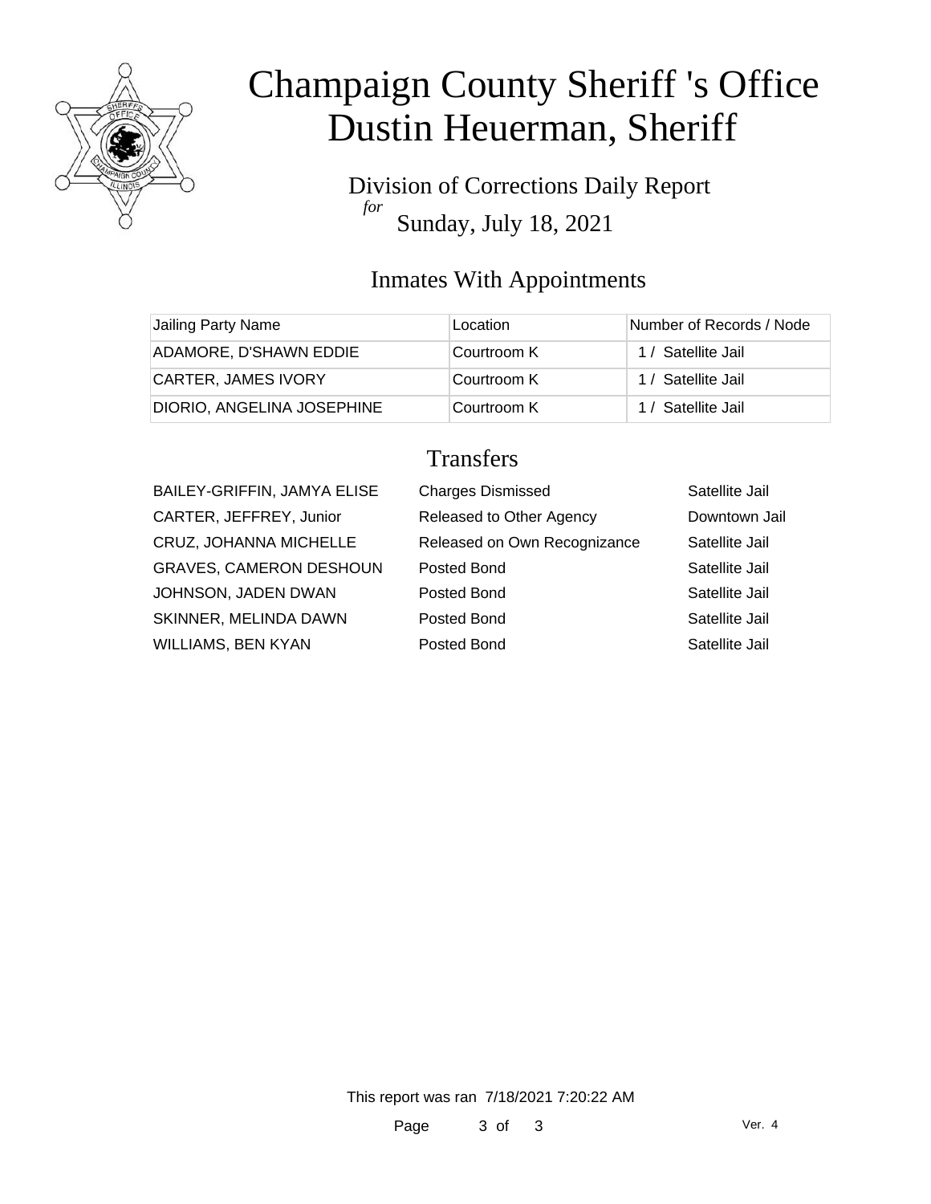# Champaign County Sheriff 's Office
# Dustin Heuerman, Sheriff

Division of Corrections Daily Report

*for*

Sunday, July 18, 2021

## Inmates With Appointments

| Jailing Party Name | Location | Number of Records / Node |
|---|---|---|
| ADAMORE, D'SHAWN EDDIE | Courtroom K | 1 / Satellite Jail |
| CARTER, JAMES IVORY | Courtroom K | 1 / Satellite Jail |
| DIORIO, ANGELINA JOSEPHINE | Courtroom K | 1 / Satellite Jail |

## Transfers

| | | |
|---|---|---|
| BAILEY-GRIFFIN, JAMYA ELISE | Charges Dismissed | Satellite Jail |
| CARTER, JEFFREY, Junior | Released to Other Agency | Downtown Jail |
| CRUZ, JOHANNA MICHELLE | Released on Own Recognizance | Satellite Jail |
| GRAVES, CAMERON DESHOUN | Posted Bond | Satellite Jail |
| JOHNSON, JADEN DWAN | Posted Bond | Satellite Jail |
| SKINNER, MELINDA DAWN | Posted Bond | Satellite Jail |
| WILLIAMS, BEN KYAN | Posted Bond | Satellite Jail |

This report was ran 7/18/2021 7:20:22 AM